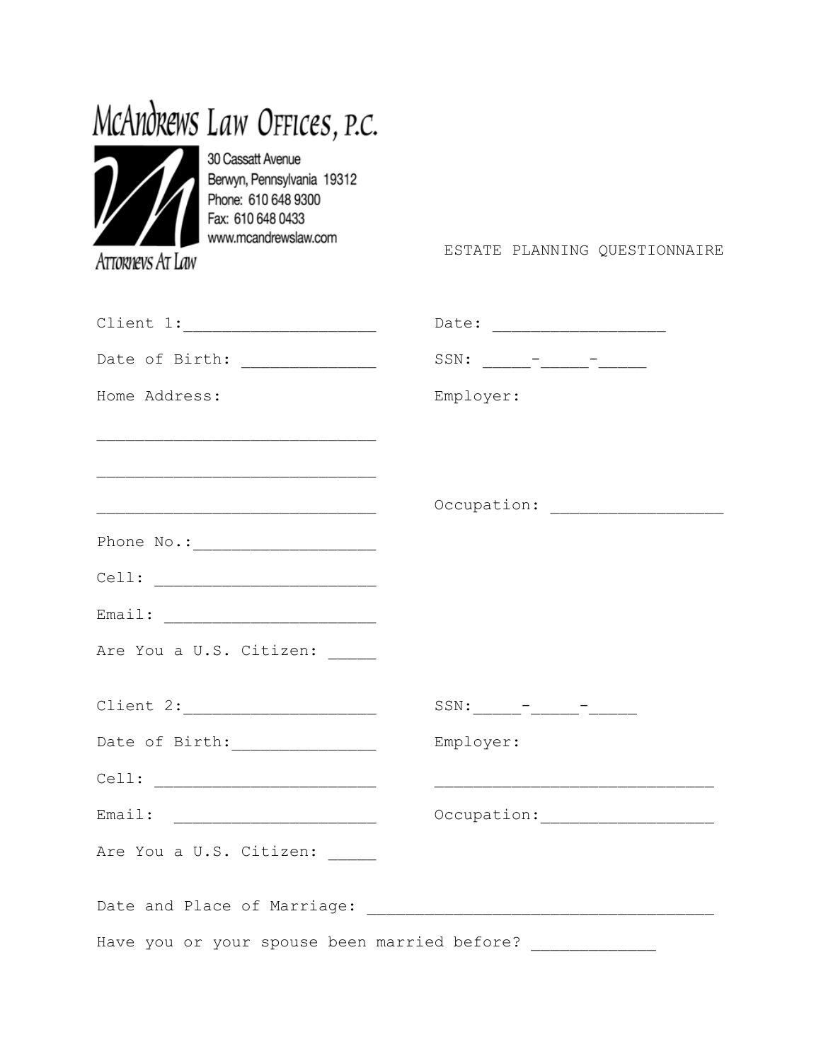McAndrews Law Offices, P.C.

30 Cassatt Avenue
Berwyn, Pennsylvania 19312
Phone: 610 648 9300
Fax: 610 648 0433
www.mcandrewslaw.com

Attorneys At Law

# ESTATE PLANNING QUESTIONNAIRE

Client 1:____________________ Date: __________________

Date of Birth: ______________ SSN: _____-_____-_____

Home Address: Employer:

_____________________________

_____________________________

_____________________________ Occupation: __________________

Phone No.:___________________

Cell: _______________________

Email: ______________________

Are You a U.S. Citizen: _____

Client 2:____________________ SSN:_____-_____-_____

Date of Birth:_______________ Employer:

Cell: _______________________ _____________________________

Email: _____________________ Occupation:__________________

Are You a U.S. Citizen: _____

Date and Place of Marriage: ____________________________________

Have you or your spouse been married before? _____________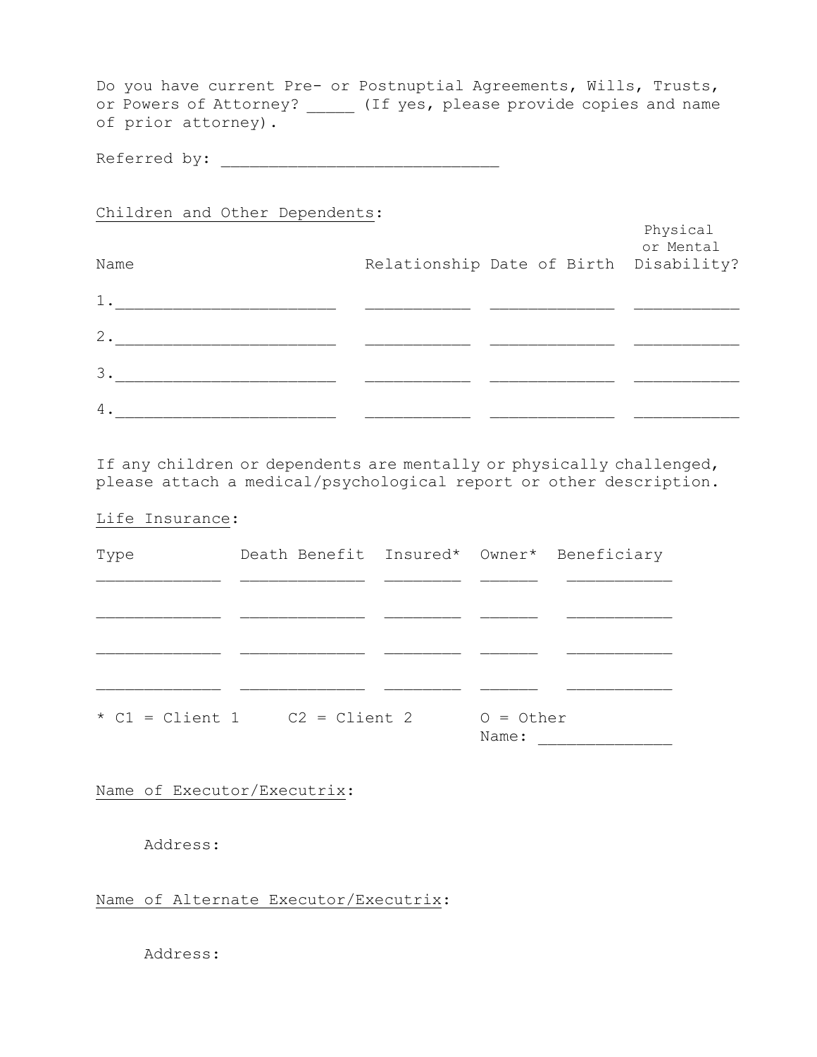Do you have current Pre- or Postnuptial Agreements, Wills, Trusts, or Powers of Attorney? _____ (If yes, please provide copies and name of prior attorney).

Referred by: _____________________________

Children and Other Dependents:

| Name | Relationship | Date of Birth | Physical or Mental Disability? |
|---|---|---|---|
| 1.______________________ | ___________ | _____________ | ___________ |
| 2.______________________ | ___________ | _____________ | ___________ |
| 3.______________________ | ___________ | _____________ | ___________ |
| 4.______________________ | ___________ | _____________ | ___________ |

If any children or dependents are mentally or physically challenged, please attach a medical/psychological report or other description.

Life Insurance:

| Type | Death Benefit | Insured* | Owner* | Beneficiary |
|---|---|---|---|---|
| _____________ | _____________ | ________ | ______ | ___________ |
| _____________ | _____________ | ________ | ______ | ___________ |
| _____________ | _____________ | ________ | ______ | ___________ |
| _____________ | _____________ | ________ | ______ | ___________ |

* C1 = Client 1     C2 = Client 2     O = Other
Name: ______________

Name of Executor/Executrix:

Address:

Name of Alternate Executor/Executrix:

Address: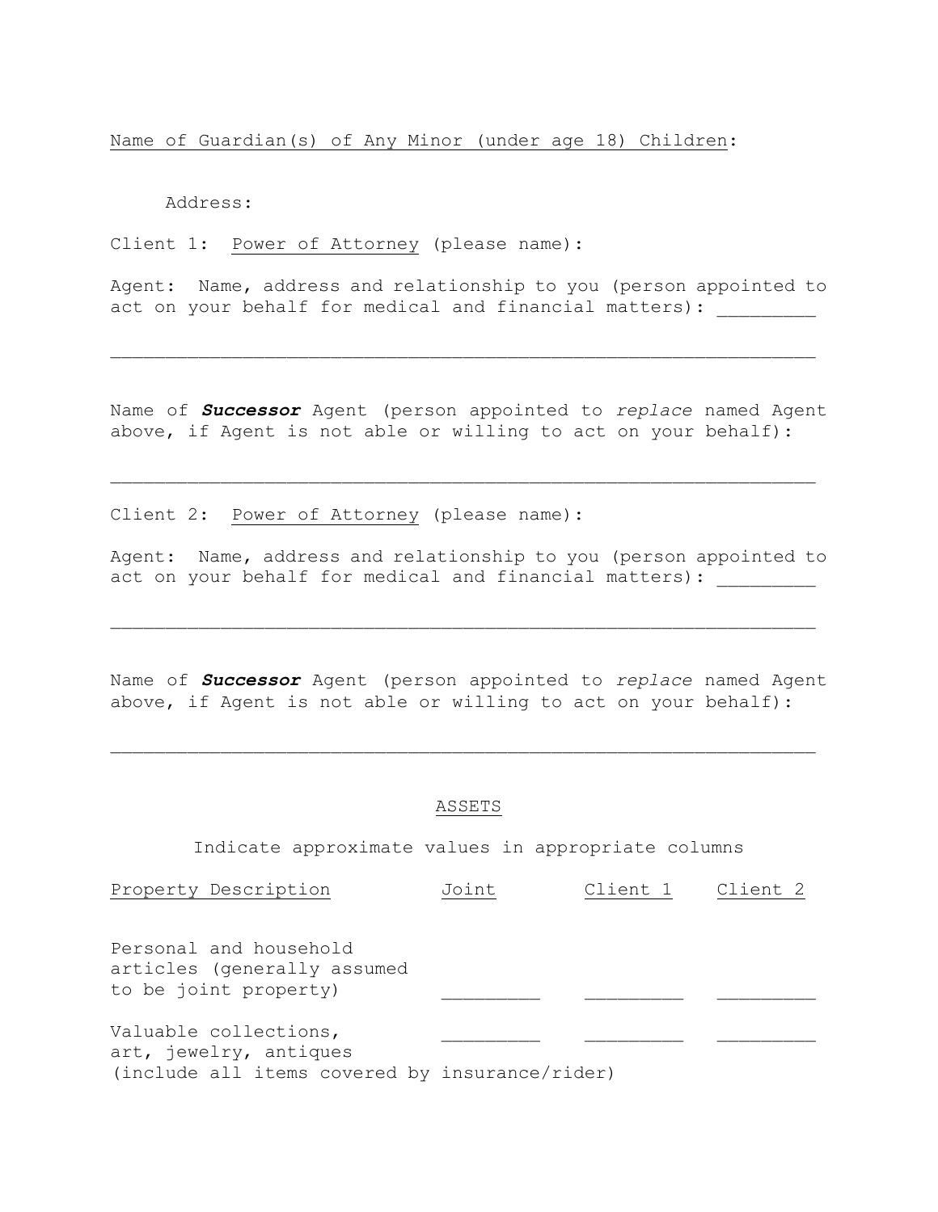Name of Guardian(s) of Any Minor (under age 18) Children:

Address:

Client 1: Power of Attorney (please name):

Agent: Name, address and relationship to you (person appointed to act on your behalf for medical and financial matters): _________

_______________________________________________________________

Name of ***Successor*** Agent (person appointed to *replace* named Agent above, if Agent is not able or willing to act on your behalf):

_______________________________________________________________

Client 2: Power of Attorney (please name):

Agent: Name, address and relationship to you (person appointed to act on your behalf for medical and financial matters): _________

_______________________________________________________________

Name of ***Successor*** Agent (person appointed to *replace* named Agent above, if Agent is not able or willing to act on your behalf):

_______________________________________________________________

## ASSETS

Indicate approximate values in appropriate columns

| Property Description | Joint | Client 1 | Client 2 |
|---|---|---|---|
| Personal and household articles (generally assumed to be joint property) | _________ | _________ | _________ |
| Valuable collections, art, jewelry, antiques (include all items covered by insurance/rider) | _________ | _________ | _________ |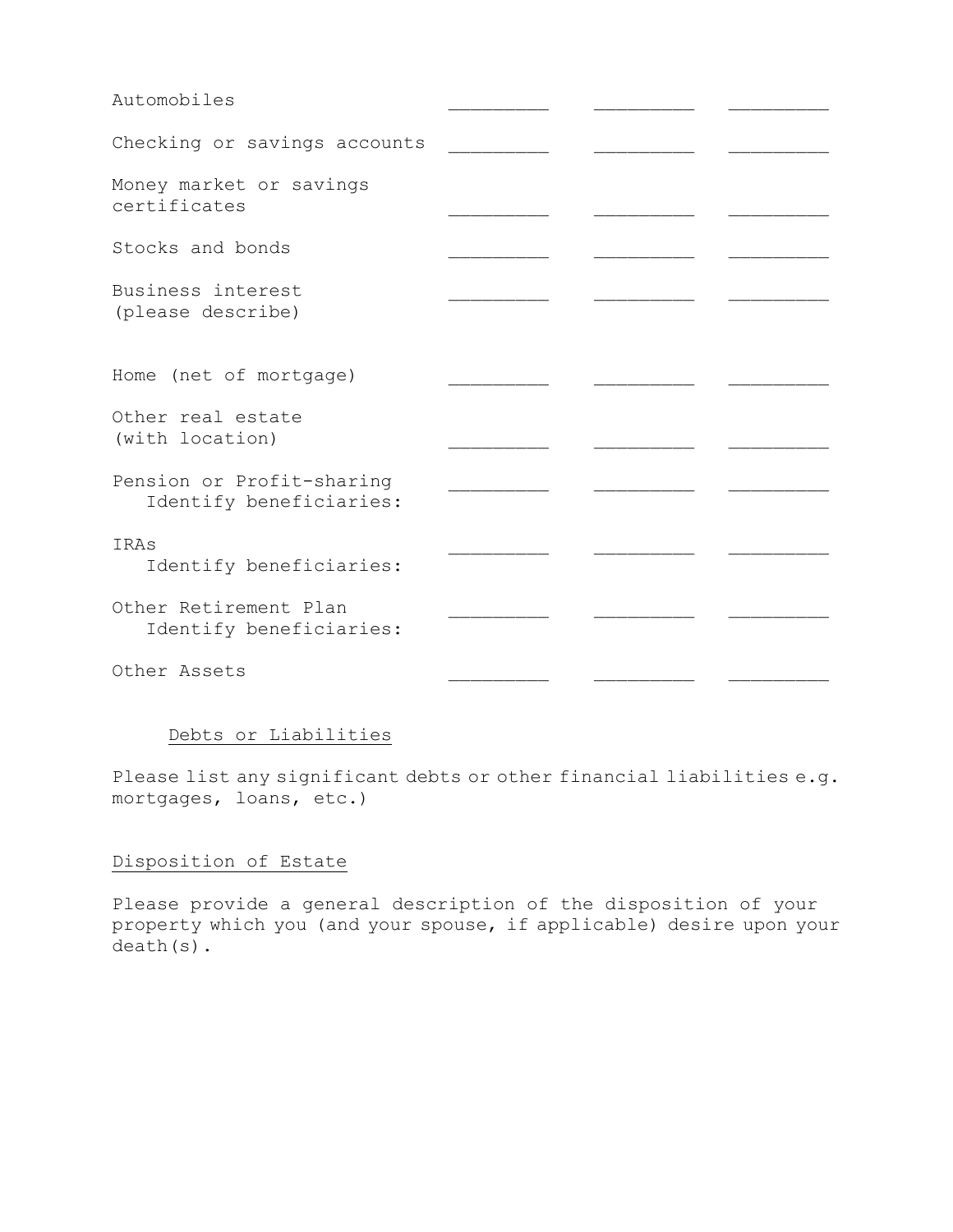| | | | |
|---|---|---|---|
| Automobiles | _________ | _________ | _________ |
| Checking or savings accounts | _________ | _________ | _________ |
| Money market or savings certificates | _________ | _________ | _________ |
| Stocks and bonds | _________ | _________ | _________ |
| Business interest (please describe) | _________ | _________ | _________ |
| Home (net of mortgage) | _________ | _________ | _________ |
| Other real estate (with location) | _________ | _________ | _________ |
| Pension or Profit-sharing<br>Identify beneficiaries: | _________ | _________ | _________ |
| IRAs<br>Identify beneficiaries: | _________ | _________ | _________ |
| Other Retirement Plan<br>Identify beneficiaries: | _________ | _________ | _________ |
| Other Assets | _________ | _________ | _________ |

## Debts or Liabilities

Please list any significant debts or other financial liabilities e.g. mortgages, loans, etc.)

## Disposition of Estate

Please provide a general description of the disposition of your property which you (and your spouse, if applicable) desire upon your death(s).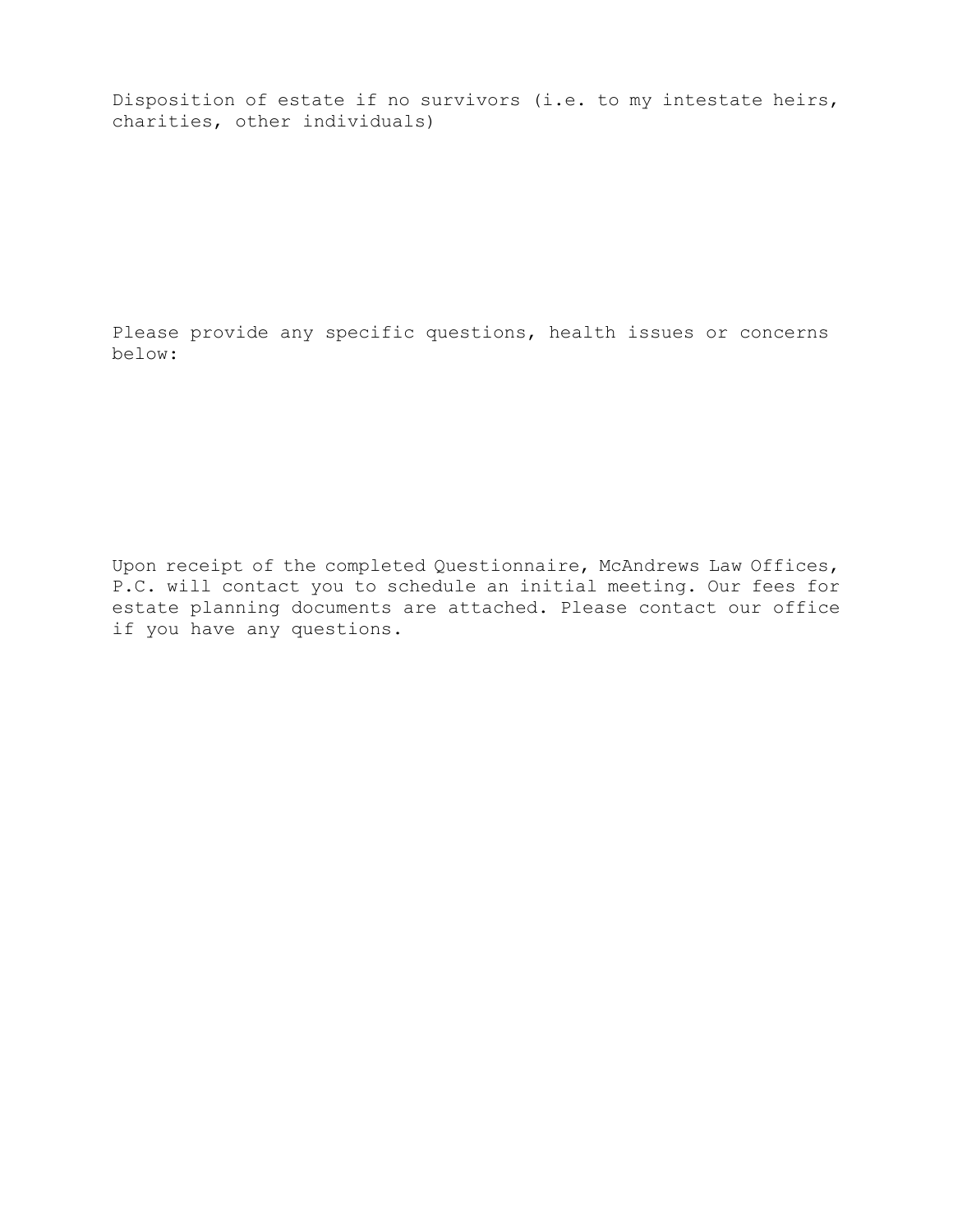Disposition of estate if no survivors (i.e. to my intestate heirs, charities, other individuals)

Please provide any specific questions, health issues or concerns below:

Upon receipt of the completed Questionnaire, McAndrews Law Offices, P.C. will contact you to schedule an initial meeting. Our fees for estate planning documents are attached. Please contact our office if you have any questions.